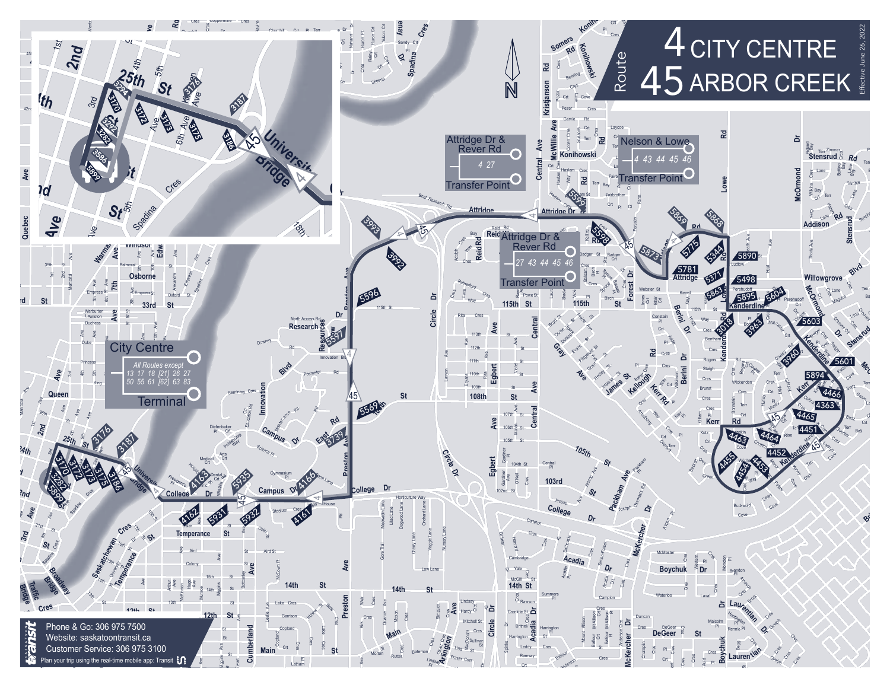# Route 4 CITY CENTRE / 45 ARBOR CREEK

Effective June 26, 2022

**City Centre Terminal**
All Routes except 13 17 18 [21] 26 27 50 55 61 [62] 63 83

**Attridge Dr & Rever Rd Transfer Point**
4 27

**Attridge Dr & Rever Rd Transfer Point**
27 43 44 45 46

**Nelson & Lowe Transfer Point**
4 43 44 45 46

Phone & Go: 306 975 7500
Website: saskatoontransit.ca
Customer Service: 306 975 3100
Plan your trip using the real-time mobile app: Transit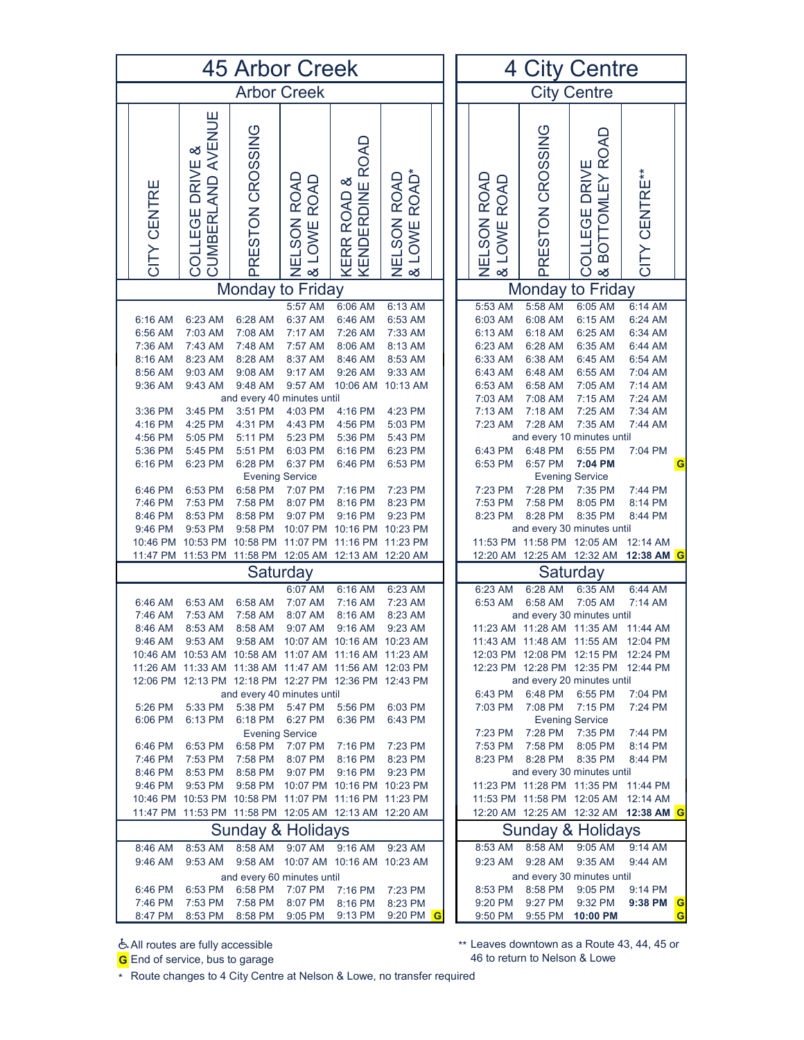# 45 Arbor Creek

## Arbor Creek

### Monday to Friday

| CITY CENTRE | COLLEGE DRIVE & CUMBERLAND AVENUE | PRESTON CROSSING | NELSON ROAD & LOWE ROAD | KERR ROAD & KENDERDINE ROAD | NELSON ROAD & LOWE ROAD* |
|---|---|---|---|---|---|
| | | | 5:57 AM | 6:06 AM | 6:13 AM |
| 6:16 AM | 6:23 AM | 6:28 AM | 6:37 AM | 6:46 AM | 6:53 AM |
| 6:56 AM | 7:03 AM | 7:08 AM | 7:17 AM | 7:26 AM | 7:33 AM |
| 7:36 AM | 7:43 AM | 7:48 AM | 7:57 AM | 8:06 AM | 8:13 AM |
| 8:16 AM | 8:23 AM | 8:28 AM | 8:37 AM | 8:46 AM | 8:53 AM |
| 8:56 AM | 9:03 AM | 9:08 AM | 9:17 AM | 9:26 AM | 9:33 AM |
| 9:36 AM | 9:43 AM | 9:48 AM | 9:57 AM | 10:06 AM | 10:13 AM |
| and every 40 minutes until | | | | | |
| 3:36 PM | 3:45 PM | 3:51 PM | 4:03 PM | 4:16 PM | 4:23 PM |
| 4:16 PM | 4:25 PM | 4:31 PM | 4:43 PM | 4:56 PM | 5:03 PM |
| 4:56 PM | 5:05 PM | 5:11 PM | 5:23 PM | 5:36 PM | 5:43 PM |
| 5:36 PM | 5:45 PM | 5:51 PM | 6:03 PM | 6:16 PM | 6:23 PM |
| 6:16 PM | 6:23 PM | 6:28 PM | 6:37 PM | 6:46 PM | 6:53 PM |
| Evening Service | | | | | |
| 6:46 PM | 6:53 PM | 6:58 PM | 7:07 PM | 7:16 PM | 7:23 PM |
| 7:46 PM | 7:53 PM | 7:58 PM | 8:07 PM | 8:16 PM | 8:23 PM |
| 8:46 PM | 8:53 PM | 8:58 PM | 9:07 PM | 9:16 PM | 9:23 PM |
| 9:46 PM | 9:53 PM | 9:58 PM | 10:07 PM | 10:16 PM | 10:23 PM |
| 10:46 PM | 10:53 PM | 10:58 PM | 11:07 PM | 11:16 PM | 11:23 PM |
| 11:47 PM | 11:53 PM | 11:58 PM | 12:05 AM | 12:13 AM | 12:20 AM |

### Saturday

| CITY CENTRE | COLLEGE DRIVE & CUMBERLAND AVENUE | PRESTON CROSSING | NELSON ROAD & LOWE ROAD | KERR ROAD & KENDERDINE ROAD | NELSON ROAD & LOWE ROAD* |
|---|---|---|---|---|---|
| | | | 6:07 AM | 6:16 AM | 6:23 AM |
| 6:46 AM | 6:53 AM | 6:58 AM | 7:07 AM | 7:16 AM | 7:23 AM |
| 7:46 AM | 7:53 AM | 7:58 AM | 8:07 AM | 8:16 AM | 8:23 AM |
| 8:46 AM | 8:53 AM | 8:58 AM | 9:07 AM | 9:16 AM | 9:23 AM |
| 9:46 AM | 9:53 AM | 9:58 AM | 10:07 AM | 10:16 AM | 10:23 AM |
| 10:46 AM | 10:53 AM | 10:58 AM | 11:07 AM | 11:16 AM | 11:23 AM |
| 11:26 AM | 11:33 AM | 11:38 AM | 11:47 AM | 11:56 AM | 12:03 PM |
| 12:06 PM | 12:13 PM | 12:18 PM | 12:27 PM | 12:36 PM | 12:43 PM |
| and every 40 minutes until | | | | | |
| 5:26 PM | 5:33 PM | 5:38 PM | 5:47 PM | 5:56 PM | 6:03 PM |
| 6:06 PM | 6:13 PM | 6:18 PM | 6:27 PM | 6:36 PM | 6:43 PM |
| Evening Service | | | | | |
| 6:46 PM | 6:53 PM | 6:58 PM | 7:07 PM | 7:16 PM | 7:23 PM |
| 7:46 PM | 7:53 PM | 7:58 PM | 8:07 PM | 8:16 PM | 8:23 PM |
| 8:46 PM | 8:53 PM | 8:58 PM | 9:07 PM | 9:16 PM | 9:23 PM |
| 9:46 PM | 9:53 PM | 9:58 PM | 10:07 PM | 10:16 PM | 10:23 PM |
| 10:46 PM | 10:53 PM | 10:58 PM | 11:07 PM | 11:16 PM | 11:23 PM |
| 11:47 PM | 11:53 PM | 11:58 PM | 12:05 AM | 12:13 AM | 12:20 AM |

### Sunday & Holidays

| CITY CENTRE | COLLEGE DRIVE & CUMBERLAND AVENUE | PRESTON CROSSING | NELSON ROAD & LOWE ROAD | KERR ROAD & KENDERDINE ROAD | NELSON ROAD & LOWE ROAD* |
|---|---|---|---|---|---|
| 8:46 AM | 8:53 AM | 8:58 AM | 9:07 AM | 9:16 AM | 9:23 AM |
| 9:46 AM | 9:53 AM | 9:58 AM | 10:07 AM | 10:16 AM | 10:23 AM |
| and every 60 minutes until | | | | | |
| 6:46 PM | 6:53 PM | 6:58 PM | 7:07 PM | 7:16 PM | 7:23 PM |
| 7:46 PM | 7:53 PM | 7:58 PM | 8:07 PM | 8:16 PM | 8:23 PM |
| 8:47 PM | 8:53 PM | 8:58 PM | 9:05 PM | 9:13 PM | 9:20 PM G |

# 4 City Centre

## City Centre

### Monday to Friday

| NELSON ROAD & LOWE ROAD | PRESTON CROSSING | COLLEGE DRIVE & BOTTOMLEY ROAD | CITY CENTRE** |
|---|---|---|---|
| 5:53 AM | 5:58 AM | 6:05 AM | 6:14 AM |
| 6:03 AM | 6:08 AM | 6:15 AM | 6:24 AM |
| 6:13 AM | 6:18 AM | 6:25 AM | 6:34 AM |
| 6:23 AM | 6:28 AM | 6:35 AM | 6:44 AM |
| 6:33 AM | 6:38 AM | 6:45 AM | 6:54 AM |
| 6:43 AM | 6:48 AM | 6:55 AM | 7:04 AM |
| 6:53 AM | 6:58 AM | 7:05 AM | 7:14 AM |
| 7:03 AM | 7:08 AM | 7:15 AM | 7:24 AM |
| 7:13 AM | 7:18 AM | 7:25 AM | 7:34 AM |
| 7:23 AM | 7:28 AM | 7:35 AM | 7:44 AM |
| and every 10 minutes until | | | |
| 6:43 PM | 6:48 PM | 6:55 PM | 7:04 PM |
| 6:53 PM | 6:57 PM | **7:04 PM** G | |
| Evening Service | | | |
| 7:23 PM | 7:28 PM | 7:35 PM | 7:44 PM |
| 7:53 PM | 7:58 PM | 8:05 PM | 8:14 PM |
| 8:23 PM | 8:28 PM | 8:35 PM | 8:44 PM |
| and every 30 minutes until | | | |
| 11:53 PM | 11:58 PM | 12:05 AM | 12:14 AM |
| 12:20 AM | 12:25 AM | 12:32 AM | **12:38 AM** G |

### Saturday

| NELSON ROAD & LOWE ROAD | PRESTON CROSSING | COLLEGE DRIVE & BOTTOMLEY ROAD | CITY CENTRE** |
|---|---|---|---|
| 6:23 AM | 6:28 AM | 6:35 AM | 6:44 AM |
| 6:53 AM | 6:58 AM | 7:05 AM | 7:14 AM |
| and every 30 minutes until | | | |
| 11:23 AM | 11:28 AM | 11:35 AM | 11:44 AM |
| 11:43 AM | 11:48 AM | 11:55 AM | 12:04 PM |
| 12:03 PM | 12:08 PM | 12:15 PM | 12:24 PM |
| 12:23 PM | 12:28 PM | 12:35 PM | 12:44 PM |
| and every 20 minutes until | | | |
| 6:43 PM | 6:48 PM | 6:55 PM | 7:04 PM |
| 7:03 PM | 7:08 PM | 7:15 PM | 7:24 PM |
| Evening Service | | | |
| 7:23 PM | 7:28 PM | 7:35 PM | 7:44 PM |
| 7:53 PM | 7:58 PM | 8:05 PM | 8:14 PM |
| 8:23 PM | 8:28 PM | 8:35 PM | 8:44 PM |
| and every 30 minutes until | | | |
| 11:23 PM | 11:28 PM | 11:35 PM | 11:44 PM |
| 11:53 PM | 11:58 PM | 12:05 AM | 12:14 AM |
| 12:20 AM | 12:25 AM | 12:32 AM | **12:38 AM** G |

### Sunday & Holidays

| NELSON ROAD & LOWE ROAD | PRESTON CROSSING | COLLEGE DRIVE & BOTTOMLEY ROAD | CITY CENTRE** |
|---|---|---|---|
| 8:53 AM | 8:58 AM | 9:05 AM | 9:14 AM |
| 9:23 AM | 9:28 AM | 9:35 AM | 9:44 AM |
| and every 30 minutes until | | | |
| 8:53 PM | 8:58 PM | 9:05 PM | 9:14 PM |
| 9:20 PM | 9:27 PM | 9:32 PM | **9:38 PM** G |
| 9:50 PM | 9:55 PM | **10:00 PM** G | |

♿ All routes are fully accessible

G End of service, bus to garage

\* Route changes to 4 City Centre at Nelson & Lowe, no transfer required

\*\* Leaves downtown as a Route 43, 44, 45 or 46 to return to Nelson & Lowe